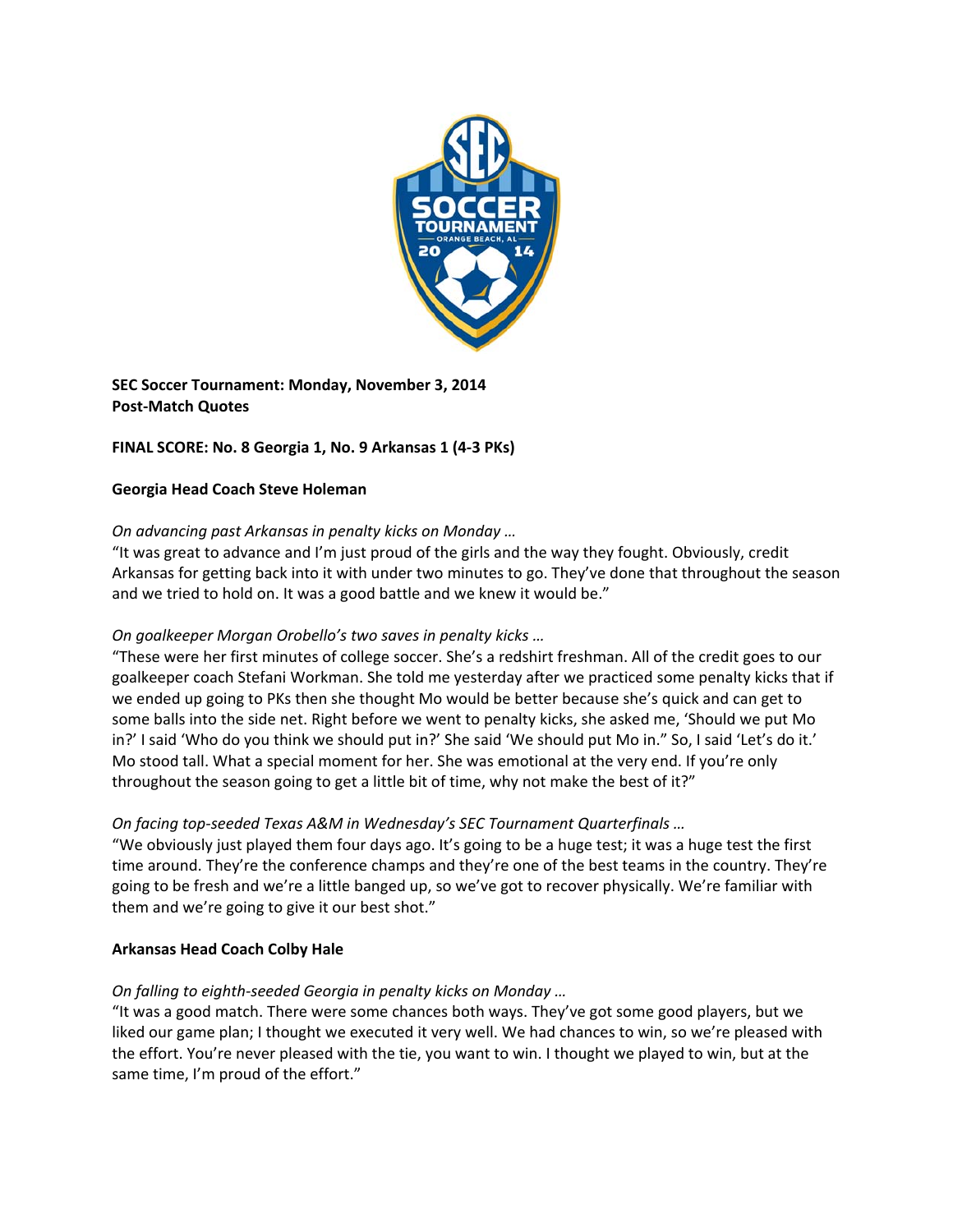**SEC Soccer Tournament: Monday, November 3, 2014**
**Post-Match Quotes**

**FINAL SCORE: No. 8 Georgia 1, No. 9 Arkansas 1 (4-3 PKs)**

**Georgia Head Coach Steve Holeman**

*On advancing past Arkansas in penalty kicks on Monday …*

"It was great to advance and I'm just proud of the girls and the way they fought. Obviously, credit Arkansas for getting back into it with under two minutes to go. They've done that throughout the season and we tried to hold on. It was a good battle and we knew it would be."

*On goalkeeper Morgan Orobello's two saves in penalty kicks …*

"These were her first minutes of college soccer. She's a redshirt freshman. All of the credit goes to our goalkeeper coach Stefani Workman. She told me yesterday after we practiced some penalty kicks that if we ended up going to PKs then she thought Mo would be better because she's quick and can get to some balls into the side net. Right before we went to penalty kicks, she asked me, 'Should we put Mo in?' I said 'Who do you think we should put in?' She said 'We should put Mo in." So, I said 'Let's do it.' Mo stood tall. What a special moment for her. She was emotional at the very end. If you're only throughout the season going to get a little bit of time, why not make the best of it?"

*On facing top-seeded Texas A&M in Wednesday's SEC Tournament Quarterfinals …*

"We obviously just played them four days ago. It's going to be a huge test; it was a huge test the first time around. They're the conference champs and they're one of the best teams in the country. They're going to be fresh and we're a little banged up, so we've got to recover physically. We're familiar with them and we're going to give it our best shot."

**Arkansas Head Coach Colby Hale**

*On falling to eighth-seeded Georgia in penalty kicks on Monday …*

"It was a good match. There were some chances both ways. They've got some good players, but we liked our game plan; I thought we executed it very well. We had chances to win, so we're pleased with the effort. You're never pleased with the tie, you want to win. I thought we played to win, but at the same time, I'm proud of the effort."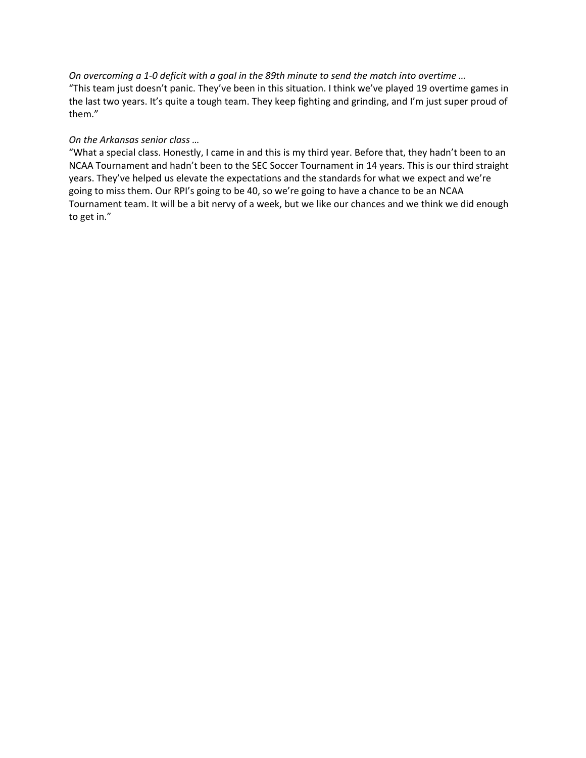*On overcoming a 1-0 deficit with a goal in the 89th minute to send the match into overtime …*
"This team just doesn't panic. They've been in this situation. I think we've played 19 overtime games in the last two years. It's quite a tough team. They keep fighting and grinding, and I'm just super proud of them."

*On the Arkansas senior class …*
"What a special class. Honestly, I came in and this is my third year. Before that, they hadn't been to an NCAA Tournament and hadn't been to the SEC Soccer Tournament in 14 years. This is our third straight years. They've helped us elevate the expectations and the standards for what we expect and we're going to miss them. Our RPI's going to be 40, so we're going to have a chance to be an NCAA Tournament team. It will be a bit nervy of a week, but we like our chances and we think we did enough to get in."